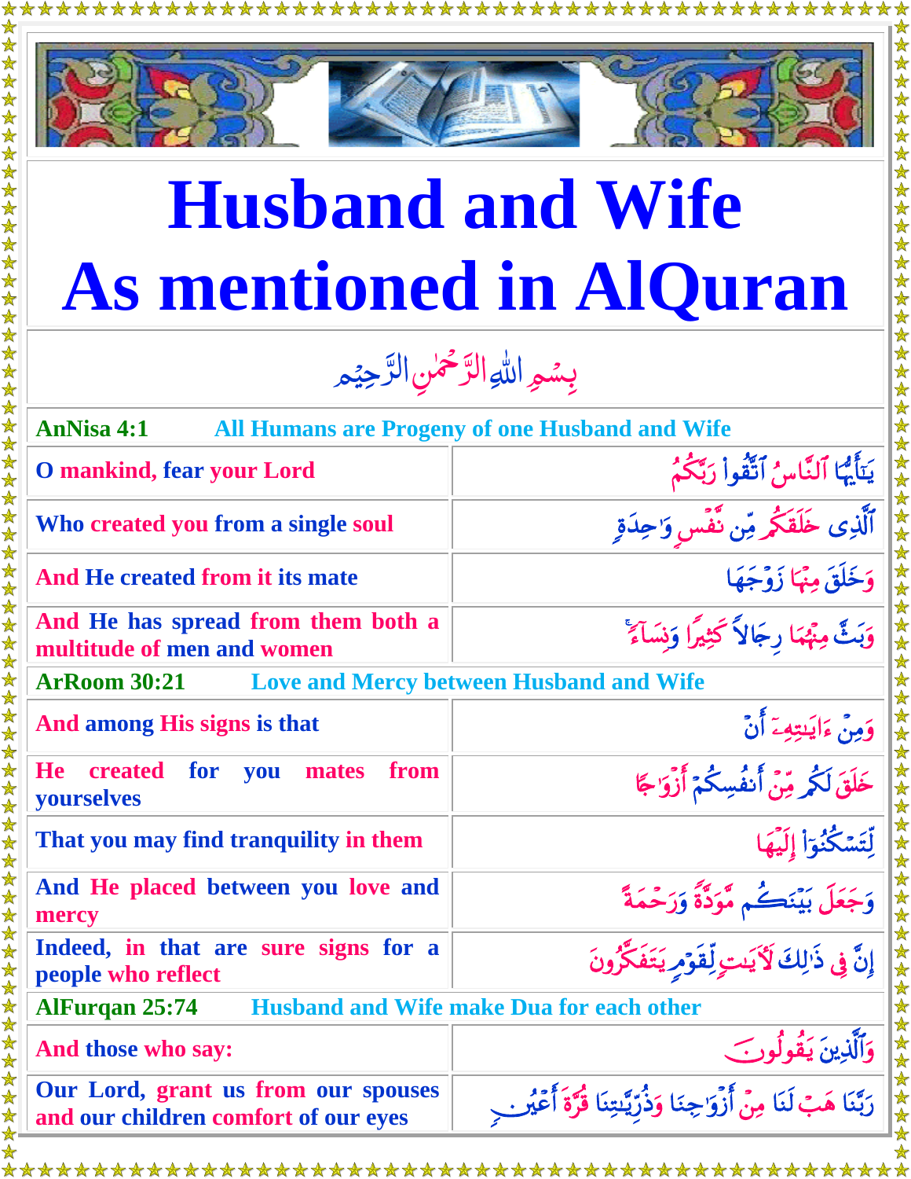# Husband and Wife As mentioned in AlQuran

بِسۡمِ اللّٰهِ الرَّحۡمٰنِ الرَّحِيۡم

| AnNisa 4:1 | All Humans are Progeny of one Husband and Wife |
|---|---|
| O mankind, fear your Lord | يَـٰٓأَيُّهَا ٱلنَّاسُ ٱتَّقُواْ رَبَّكُمُ |
| Who created you from a single soul | ٱلَّذِى خَلَقَكُم مِّن نَّفۡسٍ وَٲحِدَةٍ |
| And He created from it its mate | وَخَلَقَ مِنۡہَا زَوۡجَهَا |
| And He has spread from them both a multitude of men and women | وَبَثَّ مِنۡہُمَا رِجَالاً كَثِيرًا وَنِسَآءً |
| **ArRoom 30:21** | **Love and Mercy between Husband and Wife** |
| And among His signs is that | وَمِنۡ ءَايَـٰتِهِۦۤ أَنۡ |
| He created for you mates from yourselves | خَلَقَ لَكُم مِّنۡ أَنفُسِكُمۡ أَزۡوَٲجًا |
| That you may find tranquility in them | لِّتَسۡكُنُوٓاْ إِلَيۡہَا |
| And He placed between you love and mercy | وَجَعَلَ بَيۡنَكُم مَّوَدَّةً وَرَحۡمَةً |
| Indeed, in that are sure signs for a people who reflect | إِنَّ فِى ذَٲلِكَ لَأَيَـٰتٍ لِّقَوۡمٍ يَتَفَكَّرُونَ |
| **AlFurqan 25:74** | **Husband and Wife make Dua for each other** |
| And those who say: | وَٱلَّذِينَ يَقُولُونَ |
| Our Lord, grant us from our spouses and our children comfort of our eyes | رَبَّنَا هَبۡ لَنَا مِنۡ أَزۡوَٲجِنَا وَذُرِّيَّـٰتِنَا قُرَّةَ أَعۡيُنٍ |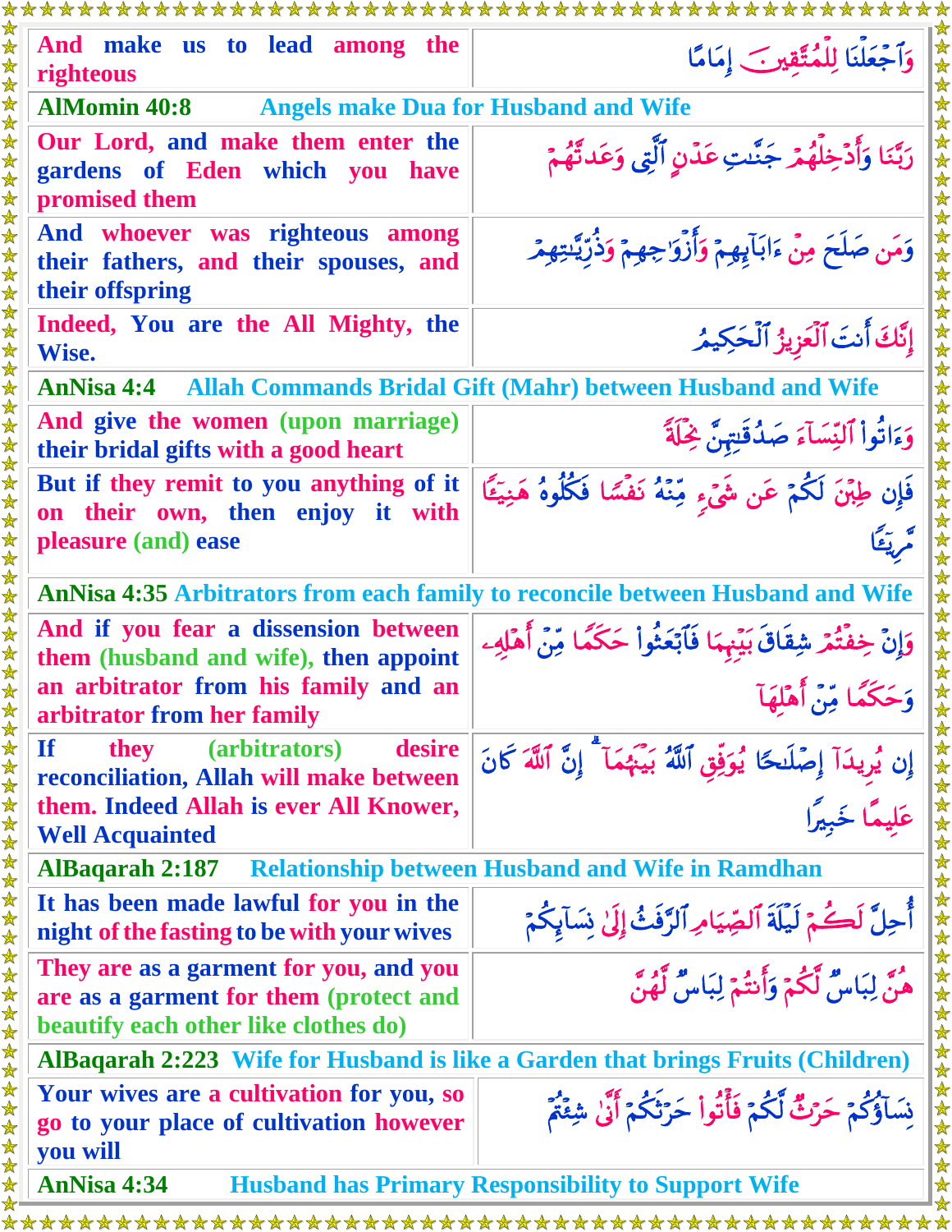| | |
|---|---|
| And make us to lead among the righteous | وَٱجْعَلْنَا لِلْمُتَّقِينَ إِمَامًا |

## AlMomin 40:8 Angels make Dua for Husband and Wife

| | |
|---|---|
| Our Lord, and make them enter the gardens of Eden which you have promised them | رَبَّنَا وَأَدْخِلْهُمْ جَنَّٰتِ عَدْنٍ ٱلَّتِى وَعَدتَّهُمْ |
| And whoever was righteous among their fathers, and their spouses, and their offspring | وَمَن صَلَحَ مِنْ ءَابَآئِهِمْ وَأَزْوَٰجِهِمْ وَذُرِّيَّٰتِهِمْ |
| Indeed, You are the All Mighty, the Wise. | إِنَّكَ أَنتَ ٱلْعَزِيزُ ٱلْحَكِيمُ |

## AnNisa 4:4 Allah Commands Bridal Gift (Mahr) between Husband and Wife

| | |
|---|---|
| And give the women (upon marriage) their bridal gifts with a good heart | وَءَاتُوا۟ ٱلنِّسَآءَ صَدُقَٰتِهِنَّ نِحْلَةً |
| But if they remit to you anything of it on their own, then enjoy it with pleasure (and) ease | فَإِن طِبْنَ لَكُمْ عَن شَىْءٍ مِّنْهُ نَفْسًا فَكُلُوهُ هَنِيٓـًٔا مَّرِيٓـًٔا |

## AnNisa 4:35 Arbitrators from each family to reconcile between Husband and Wife

| | |
|---|---|
| And if you fear a dissension between them (husband and wife), then appoint an arbitrator from his family and an arbitrator from her family | وَإِنْ خِفْتُمْ شِقَاقَ بَيْنِهِمَا فَٱبْعَثُوا۟ حَكَمًا مِّنْ أَهْلِهِۦ وَحَكَمًا مِّنْ أَهْلِهَآ |
| If they (arbitrators) desire reconciliation, Allah will make between them. Indeed Allah is ever All Knower, Well Acquainted | إِن يُرِيدَآ إِصْلَٰحًا يُوَفِّقِ ٱللَّهُ بَيْنَهُمَآ ۗ إِنَّ ٱللَّهَ كَانَ عَلِيمًا خَبِيرًا |

## AlBaqarah 2:187 Relationship between Husband and Wife in Ramdhan

| | |
|---|---|
| It has been made lawful for you in the night of the fasting to be with your wives | أُحِلَّ لَكُمْ لَيْلَةَ ٱلصِّيَامِ ٱلرَّفَثُ إِلَىٰ نِسَآئِكُمْ |
| They are as a garment for you, and you are as a garment for them (protect and beautify each other like clothes do) | هُنَّ لِبَاسٌ لَّكُمْ وَأَنتُمْ لِبَاسٌ لَّهُنَّ |

## AlBaqarah 2:223 Wife for Husband is like a Garden that brings Fruits (Children)

| | |
|---|---|
| Your wives are a cultivation for you, so go to your place of cultivation however you will | نِسَآؤُكُمْ حَرْثٌ لَّكُمْ فَأْتُوا۟ حَرْثَكُمْ أَنَّىٰ شِئْتُمْ |

## AnNisa 4:34 Husband has Primary Responsibility to Support Wife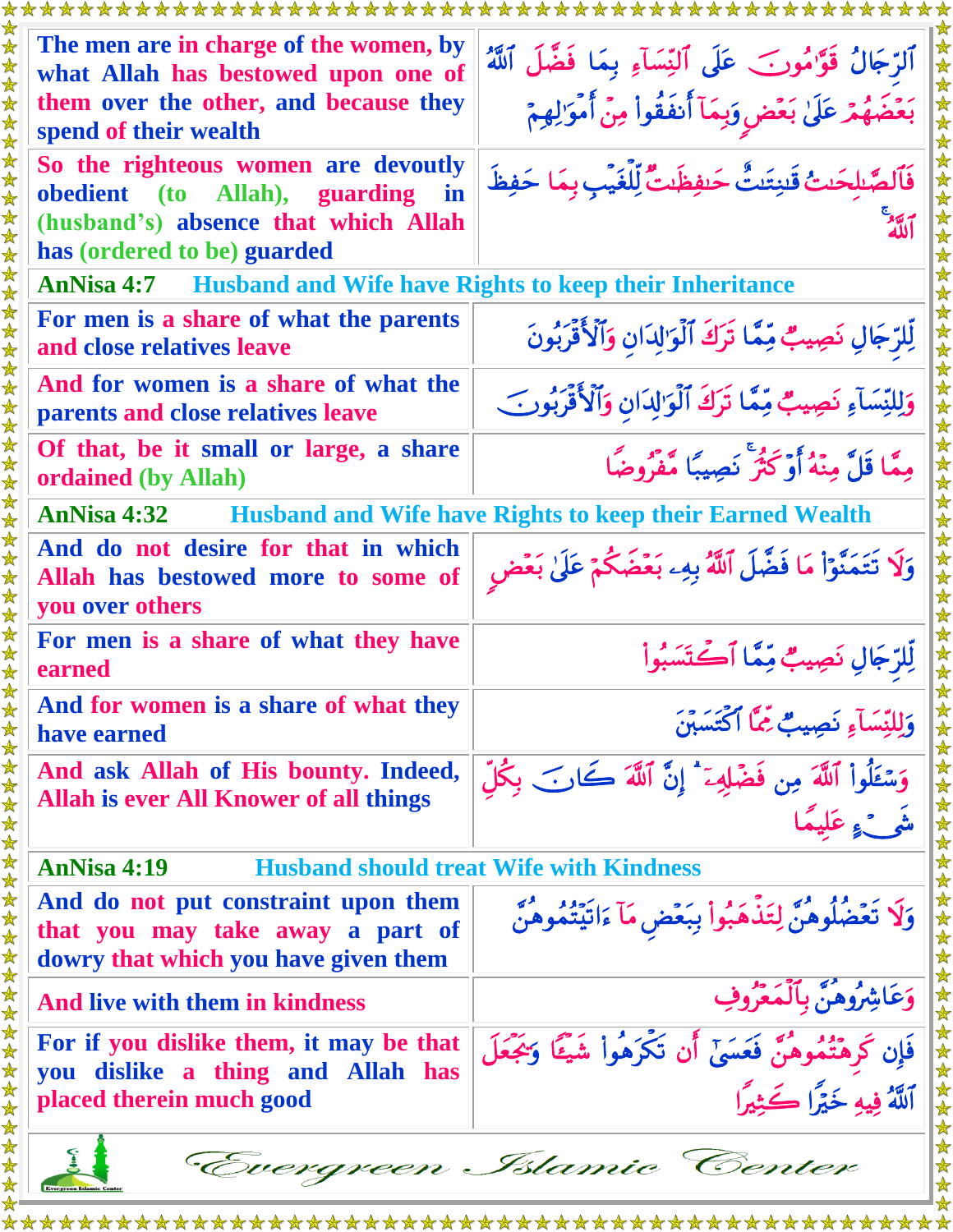| | |
|---|---|
| The men are in charge of the women, by what Allah has bestowed upon one of them over the other, and because they spend of their wealth | ٱلرِّجَالُ قَوَّٰمُونَ عَلَى ٱلنِّسَآءِ بِمَا فَضَّلَ ٱللَّهُ بَعْضَهُمْ عَلَىٰ بَعْضٍ وَبِمَآ أَنفَقُوا۟ مِنْ أَمْوَٰلِهِمْ |
| So the righteous women are devoutly obedient (to Allah), guarding in (husband's) absence that which Allah has (ordered to be) guarded | فَٱلصَّٰلِحَٰتُ قَٰنِتَٰتٌ حَٰفِظَٰتٌ لِّلْغَيْبِ بِمَا حَفِظَ ٱللَّهُ |
| **AnNisa 4:7** | **Husband and Wife have Rights to keep their Inheritance** |
| For men is a share of what the parents and close relatives leave | لِّلرِّجَالِ نَصِيبٌ مِّمَّا تَرَكَ ٱلْوَٰلِدَانِ وَٱلْأَقْرَبُونَ |
| And for women is a share of what the parents and close relatives leave | وَلِلنِّسَآءِ نَصِيبٌ مِّمَّا تَرَكَ ٱلْوَٰلِدَانِ وَٱلْأَقْرَبُونَ |
| Of that, be it small or large, a share ordained (by Allah) | مِمَّا قَلَّ مِنْهُ أَوْ كَثُرَ ۚ نَصِيبًا مَّفْرُوضًا |
| **AnNisa 4:32** | **Husband and Wife have Rights to keep their Earned Wealth** |
| And do not desire for that in which Allah has bestowed more to some of you over others | وَلَا تَتَمَنَّوْا۟ مَا فَضَّلَ ٱللَّهُ بِهِۦ بَعْضَكُمْ عَلَىٰ بَعْضٍ |
| For men is a share of what they have earned | لِّلرِّجَالِ نَصِيبٌ مِّمَّا ٱكْتَسَبُوا۟ |
| And for women is a share of what they have earned | وَلِلنِّسَآءِ نَصِيبٌ مِّمَّا ٱكْتَسَبْنَ |
| And ask Allah of His bounty. Indeed, Allah is ever All Knower of all things | وَسْـَٔلُوا۟ ٱللَّهَ مِن فَضْلِهِۦٓ ۗ إِنَّ ٱللَّهَ كَانَ بِكُلِّ شَىْءٍ عَلِيمًا |
| **AnNisa 4:19** | **Husband should treat Wife with Kindness** |
| And do not put constraint upon them that you may take away a part of dowry that which you have given them | وَلَا تَعْضُلُوهُنَّ لِتَذْهَبُوا۟ بِبَعْضِ مَآ ءَاتَيْتُمُوهُنَّ |
| And live with them in kindness | وَعَاشِرُوهُنَّ بِٱلْمَعْرُوفِ |
| For if you dislike them, it may be that you dislike a thing and Allah has placed therein much good | فَإِن كَرِهْتُمُوهُنَّ فَعَسَىٰٓ أَن تَكْرَهُوا۟ شَيْـًٔا وَيَجْعَلَ ٱللَّهُ فِيهِ خَيْرًا كَثِيرًا |

Evergreen Islamic Center